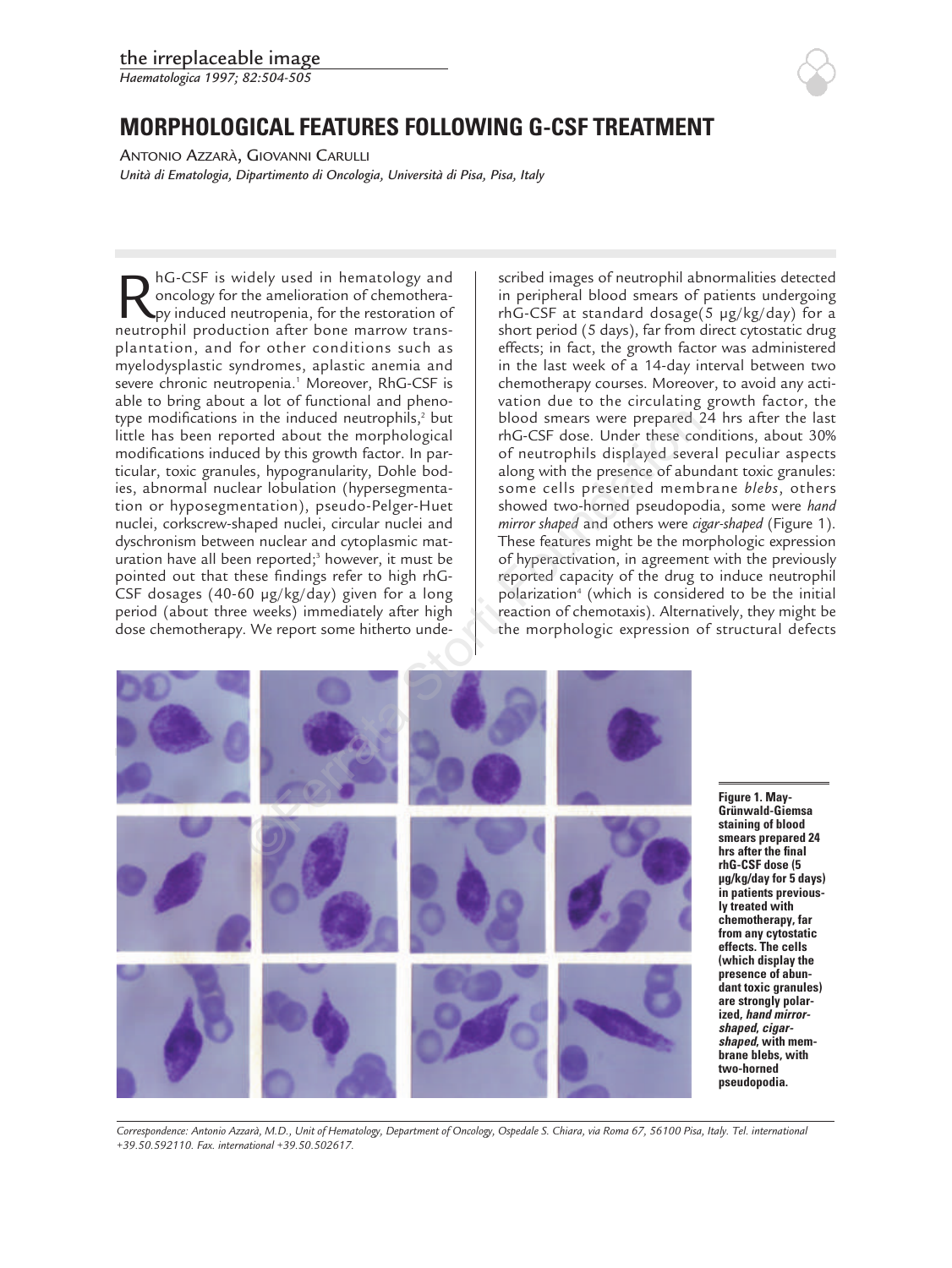the irreplaceable image

# MORPHOLOGICAL FEATURES FOLLOWING G-CSF TREATMENT

ANTONIO AZZARÀ, GIOVANNI CARULLI

*Unità di Ematologia, Dipartimento di Oncologia, Università di Pisa, Pisa, Italy*

RhG-CSF is widely used in hematology and oncology for the amelioration of chemotherapy induced neutropenia, for the restoration of neutrophil production after bone marrow transplantation, and for other conditions such as myelodysplastic syndromes, aplastic anemia and severe chronic neutropenia.[1] Moreover, RhG-CSF is able to bring about a lot of functional and phenotype modifications in the induced neutrophils,[2] but little has been reported about the morphological modifications induced by this growth factor. In particular, toxic granules, hypogranularity, Dohle bodies, abnormal nuclear lobulation (hypersegmentation or hyposegmentation), pseudo-Pelger-Huet nuclei, corkscrew-shaped nuclei, circular nuclei and dyschronism between nuclear and cytoplasmic maturation have all been reported;[3] however, it must be pointed out that these findings refer to high rhG-CSF dosages (40-60 µg/kg/day) given for a long period (about three weeks) immediately after high dose chemotherapy. We report some hitherto undescribed images of neutrophil abnormalities detected in peripheral blood smears of patients undergoing rhG-CSF at standard dosage(5 µg/kg/day) for a short period (5 days), far from direct cytostatic drug effects; in fact, the growth factor was administered in the last week of a 14-day interval between two chemotherapy courses. Moreover, to avoid any activation due to the circulating growth factor, the blood smears were prepared 24 hrs after the last rhG-CSF dose. Under these conditions, about 30% of neutrophils displayed several peculiar aspects along with the presence of abundant toxic granules: some cells presented membrane *blebs*, others showed two-horned pseudopodia, some were *hand mirror shaped* and others were *cigar-shaped* (Figure 1). These features might be the morphologic expression of hyperactivation, in agreement with the previously reported capacity of the drug to induce neutrophil polarization[4] (which is considered to be the initial reaction of chemotaxis). Alternatively, they might be the morphologic expression of structural defects

**Figure 1. May-Grünwald-Giemsa staining of blood smears prepared 24 hrs after the final rhG-CSF dose (5 µg/kg/day for 5 days) in patients previously treated with chemotherapy, far from any cytostatic effects. The cells (which display the presence of abundant toxic granules) are strongly polarized, *hand mirror-shaped*, *cigar-shaped*, with membrane blebs, with two-horned pseudopodia.**

*Correspondence: Antonio Azzarà, M.D., Unit of Hematology, Department of Oncology, Ospedale S. Chiara, via Roma 67, 56100 Pisa, Italy. Tel. international +39.50.592110. Fax. international +39.50.502617.*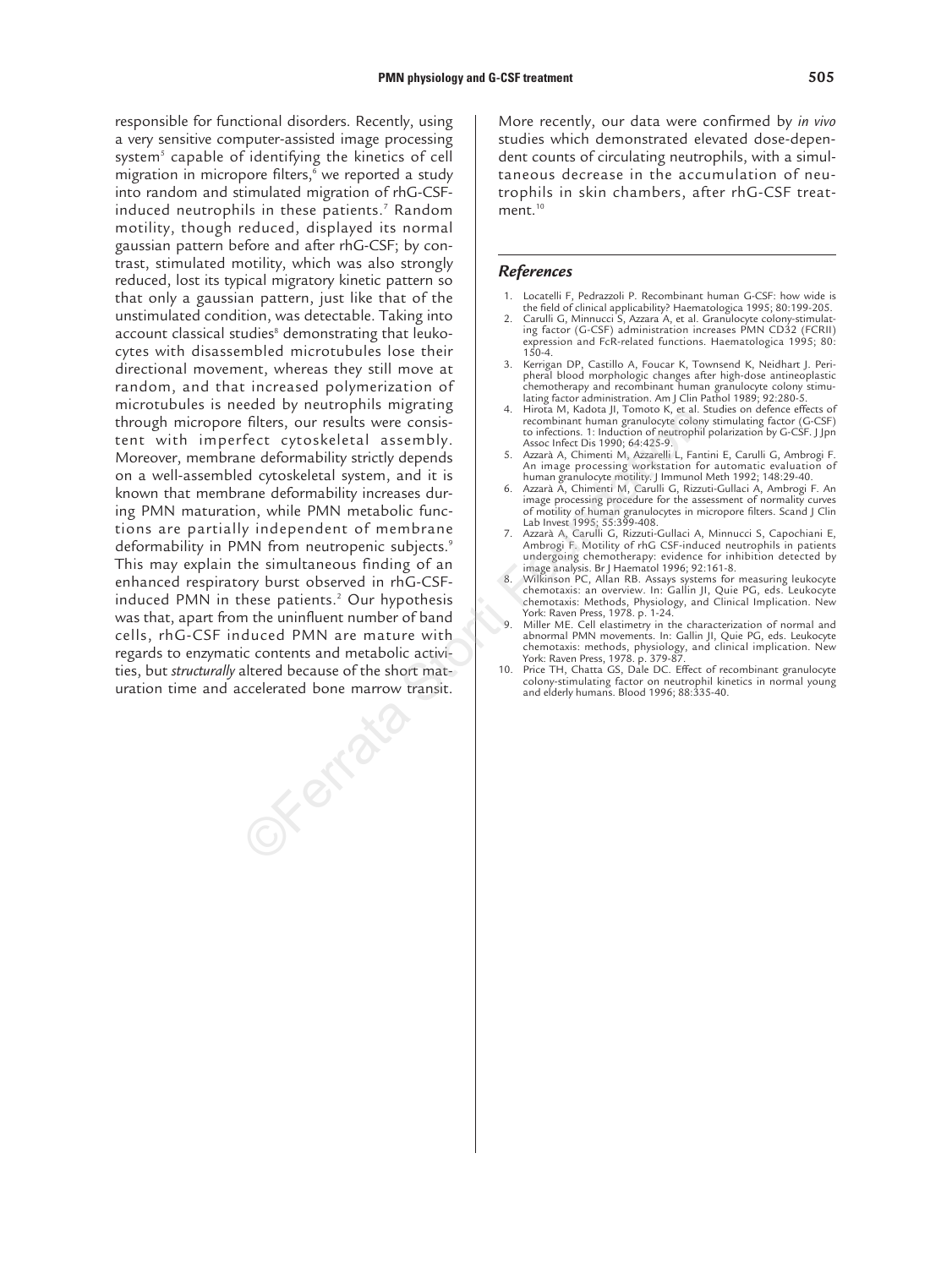responsible for functional disorders. Recently, using a very sensitive computer-assisted image processing system[5] capable of identifying the kinetics of cell migration in micropore filters,[6] we reported a study into random and stimulated migration of rhG-CSF-induced neutrophils in these patients.[7] Random motility, though reduced, displayed its normal gaussian pattern before and after rhG-CSF; by contrast, stimulated motility, which was also strongly reduced, lost its typical migratory kinetic pattern so that only a gaussian pattern, just like that of the unstimulated condition, was detectable. Taking into account classical studies[8] demonstrating that leukocytes with disassembled microtubules lose their directional movement, whereas they still move at random, and that increased polymerization of microtubules is needed by neutrophils migrating through micropore filters, our results were consistent with imperfect cytoskeletal assembly. Moreover, membrane deformability strictly depends on a well-assembled cytoskeletal system, and it is known that membrane deformability increases during PMN maturation, while PMN metabolic functions are partially independent of membrane deformability in PMN from neutropenic subjects.[9] This may explain the simultaneous finding of an enhanced respiratory burst observed in rhG-CSF-induced PMN in these patients.[2] Our hypothesis was that, apart from the uninfluent number of band cells, rhG-CSF induced PMN are mature with regards to enzymatic contents and metabolic activities, but *structurally* altered because of the short maturation time and accelerated bone marrow transit.

More recently, our data were confirmed by *in vivo* studies which demonstrated elevated dose-dependent counts of circulating neutrophils, with a simultaneous decrease in the accumulation of neutrophils in skin chambers, after rhG-CSF treatment.[10]

## References

1. Locatelli F, Pedrazzoli P. Recombinant human G-CSF: how wide is the field of clinical applicability? Haematologica 1995; 80:199-205.
2. Carulli G, Minnucci S, Azzara A, et al. Granulocyte colony-stimulating factor (G-CSF) administration increases PMN CD32 (FCRII) expression and FcR-related functions. Haematologica 1995; 80: 150-4.
3. Kerrigan DP, Castillo A, Foucar K, Townsend K, Neidhart J. Peripheral blood morphologic changes after high-dose antineoplastic chemotherapy and recombinant human granulocyte colony stimulating factor administration. Am J Clin Pathol 1989; 92:280-5.
4. Hirota M, Kadota JI, Tomoto K, et al. Studies on defence effects of recombinant human granulocyte colony stimulating factor (G-CSF) to infections. 1: Induction of neutrophil polarization by G-CSF. J Jpn Assoc Infect Dis 1990; 64:425-9.
5. Azzarà A, Chimenti M, Azzarelli L, Fantini E, Carulli G, Ambrogi F. An image processing workstation for automatic evaluation of human granulocyte motility. J Immunol Meth 1992; 148:29-40.
6. Azzarà A, Chimenti M, Carulli G, Rizzuti-Gullaci A, Ambrogi F. An image processing procedure for the assessment of normality curves of motility of human granulocytes in micropore filters. Scand J Clin Lab Invest 1995; 55:399-408.
7. Azzarà A, Carulli G, Rizzuti-Gullaci A, Minnucci S, Capochiani E, Ambrogi F. Motility of rhG CSF-induced neutrophils in patients undergoing chemotherapy: evidence for inhibition detected by image analysis. Br J Haematol 1996; 92:161-8.
8. Wilkinson PC, Allan RB. Assays systems for measuring leukocyte chemotaxis: an overview. In: Gallin JI, Quie PG, eds. Leukocyte chemotaxis: Methods, Physiology, and Clinical Implication. New York: Raven Press, 1978. p. 1-24.
9. Miller ME. Cell elastimetry in the characterization of normal and abnormal PMN movements. In: Gallin JI, Quie PG, eds. Leukocyte chemotaxis: methods, physiology, and clinical implication. New York: Raven Press, 1978. p. 379-87.
10. Price TH, Chatta GS, Dale DC. Effect of recombinant granulocyte colony-stimulating factor on neutrophil kinetics in normal young and elderly humans. Blood 1996; 88:335-40.